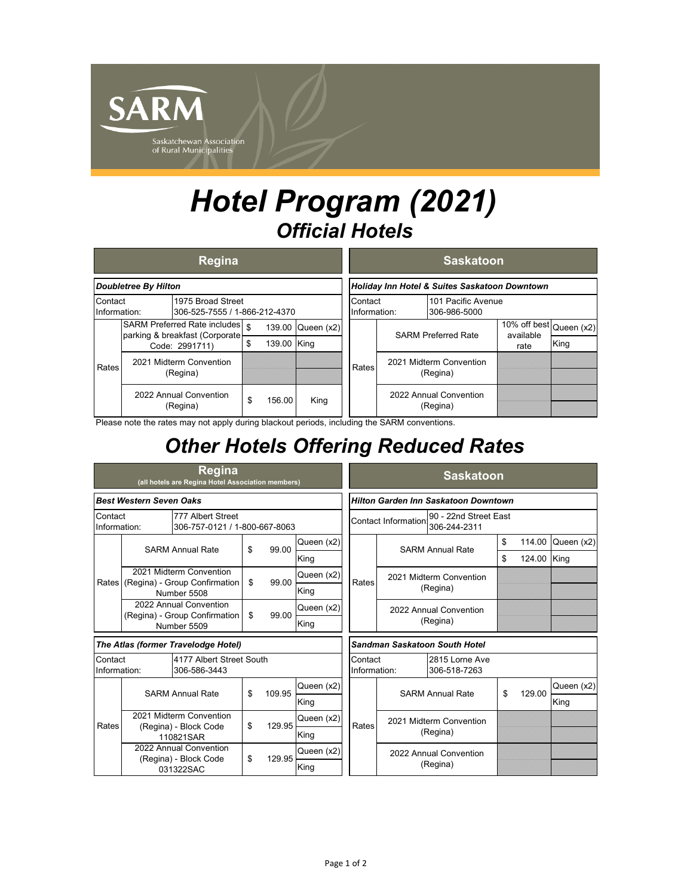SARM
Saskatchewan Association of Rural Municipalities

# Hotel Program (2021)

## Official Hotels

### Regina

#### Doubletree By Hilton

| Contact Information: | 1975 Broad Street<br>306-525-7555 / 1-866-212-4370 | | |
|---|---|---|---|
| Rates | SARM Preferred Rate includes parking & breakfast (Corporate Code: 2991711) | $ 139.00 | Queen (x2) |
| | | $ 139.00 | King |
| | 2021 Midterm Convention (Regina) | | |
| | 2022 Annual Convention (Regina) | $ 156.00 | King |

### Saskatoon

#### Holiday Inn Hotel & Suites Saskatoon Downtown

| Contact Information: | 101 Pacific Avenue<br>306-986-5000 | | |
|---|---|---|---|
| Rates | SARM Preferred Rate | 10% off best available rate | Queen (x2) |
| | | | King |
| | 2021 Midterm Convention (Regina) | | |
| | 2022 Annual Convention (Regina) | | |

Please note the rates may not apply during blackout periods, including the SARM conventions.

## Other Hotels Offering Reduced Rates

### Regina
(all hotels are Regina Hotel Association members)

#### Best Western Seven Oaks

| Contact Information: | 777 Albert Street<br>306-757-0121 / 1-800-667-8063 | | |
|---|---|---|---|
| Rates | SARM Annual Rate | $ 99.00 | Queen (x2) |
| | | | King |
| | 2021 Midterm Convention (Regina) - Group Confirmation Number 5508 | $ 99.00 | Queen (x2) |
| | | | King |
| | 2022 Annual Convention (Regina) - Group Confirmation Number 5509 | $ 99.00 | Queen (x2) |
| | | | King |

#### The Atlas (former Travelodge Hotel)

| Contact Information: | 4177 Albert Street South<br>306-586-3443 | | |
|---|---|---|---|
| Rates | SARM Annual Rate | $ 109.95 | Queen (x2) |
| | | | King |
| | 2021 Midterm Convention (Regina) - Block Code 110821SAR | $ 129.95 | Queen (x2) |
| | | | King |
| | 2022 Annual Convention (Regina) - Block Code 031322SAC | $ 129.95 | Queen (x2) |
| | | | King |

### Saskatoon

#### Hilton Garden Inn Saskatoon Downtown

| Contact Information | 90 - 22nd Street East<br>306-244-2311 | | |
|---|---|---|---|
| Rates | SARM Annual Rate | $ 114.00 | Queen (x2) |
| | | $ 124.00 | King |
| | 2021 Midterm Convention (Regina) | | |
| | 2022 Annual Convention (Regina) | | |

#### Sandman Saskatoon South Hotel

| Contact Information: | 2815 Lorne Ave<br>306-518-7263 | | |
|---|---|---|---|
| Rates | SARM Annual Rate | $ 129.00 | Queen (x2) |
| | | | King |
| | 2021 Midterm Convention (Regina) | | |
| | 2022 Annual Convention (Regina) | | |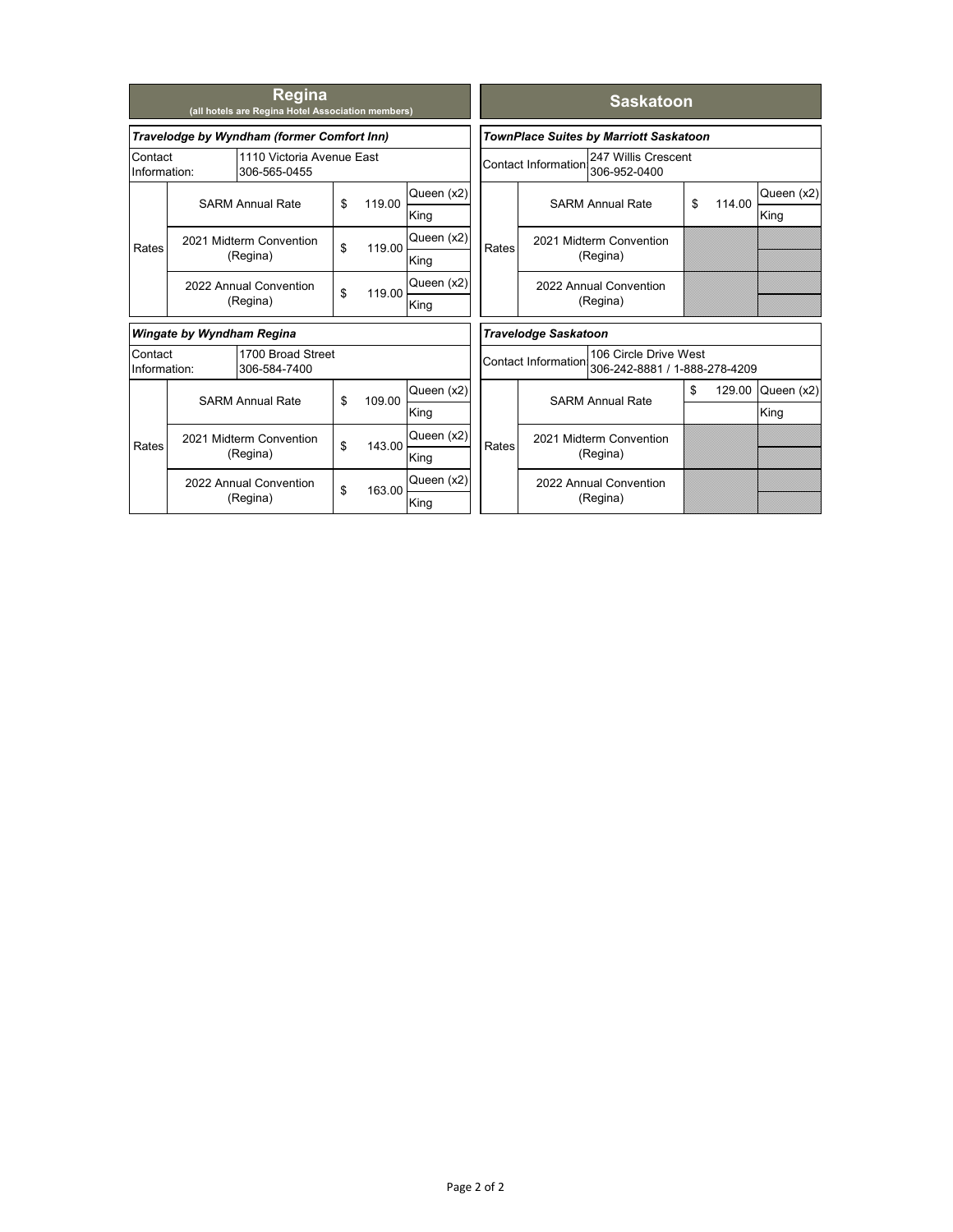## Regina

(all hotels are Regina Hotel Association members)

### Travelodge by Wyndham (former Comfort Inn)

| | | | |
|---|---|---|---|
| Contact Information: | 1110 Victoria Avenue East<br>306-565-0455 | | |
| Rates | SARM Annual Rate | $ 119.00 | Queen (x2) |
| | | | King |
| | 2021 Midterm Convention (Regina) | $ 119.00 | Queen (x2) |
| | | | King |
| | 2022 Annual Convention (Regina) | $ 119.00 | Queen (x2) |
| | | | King |

### Wingate by Wyndham Regina

| | | | |
|---|---|---|---|
| Contact Information: | 1700 Broad Street<br>306-584-7400 | | |
| Rates | SARM Annual Rate | $ 109.00 | Queen (x2) |
| | | | King |
| | 2021 Midterm Convention (Regina) | $ 143.00 | Queen (x2) |
| | | | King |
| | 2022 Annual Convention (Regina) | $ 163.00 | Queen (x2) |
| | | | King |

## Saskatoon

### TownPlace Suites by Marriott Saskatoon

| | | | |
|---|---|---|---|
| Contact Information | 247 Willis Crescent<br>306-952-0400 | | |
| Rates | SARM Annual Rate | $ 114.00 | Queen (x2) |
| | | | King |
| | 2021 Midterm Convention (Regina) | | |
| | | | |
| | 2022 Annual Convention (Regina) | | |
| | | | |

### Travelodge Saskatoon

| | | | |
|---|---|---|---|
| Contact Information | 106 Circle Drive West<br>306-242-8881 / 1-888-278-4209 | | |
| Rates | SARM Annual Rate | $ 129.00 | Queen (x2) |
| | | | King |
| | 2021 Midterm Convention (Regina) | | |
| | | | |
| | 2022 Annual Convention (Regina) | | |
| | | | |